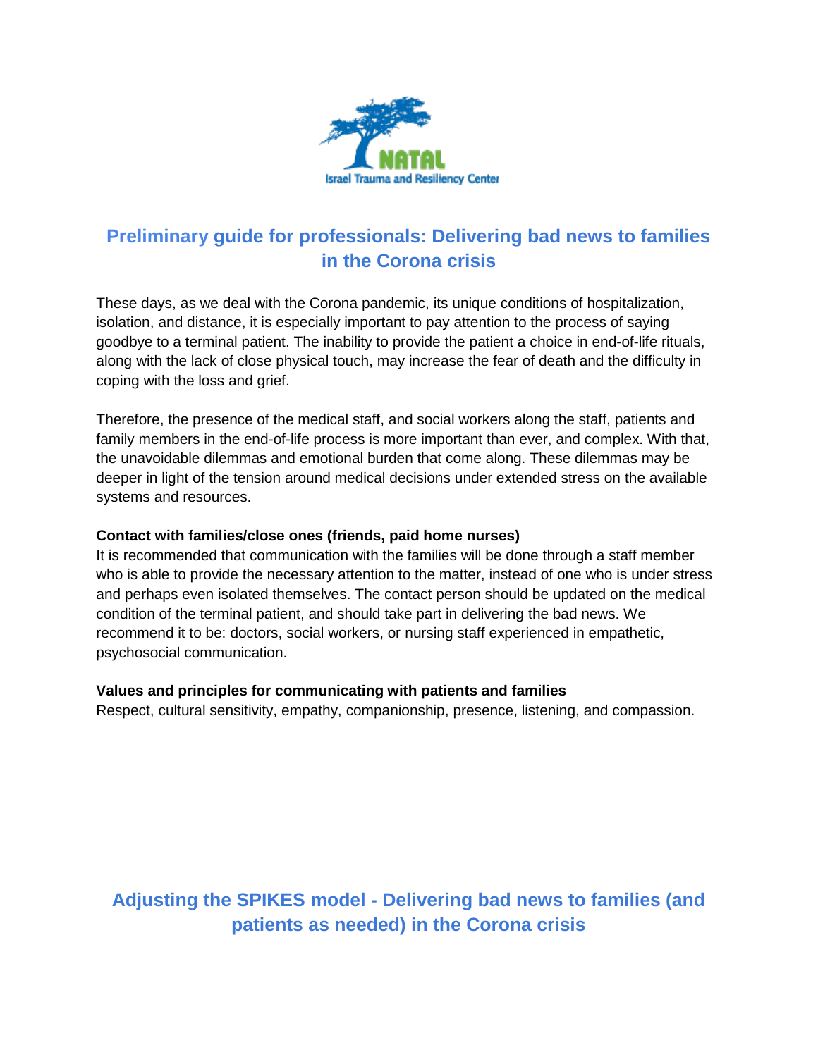NATAL

Israel Trauma and Resiliency Center

# Preliminary guide for professionals: Delivering bad news to families in the Corona crisis

These days, as we deal with the Corona pandemic, its unique conditions of hospitalization, isolation, and distance, it is especially important to pay attention to the process of saying goodbye to a terminal patient. The inability to provide the patient a choice in end-of-life rituals, along with the lack of close physical touch, may increase the fear of death and the difficulty in coping with the loss and grief.

Therefore, the presence of the medical staff, and social workers along the staff, patients and family members in the end-of-life process is more important than ever, and complex. With that, the unavoidable dilemmas and emotional burden that come along. These dilemmas may be deeper in light of the tension around medical decisions under extended stress on the available systems and resources.

**Contact with families/close ones (friends, paid home nurses)**
It is recommended that communication with the families will be done through a staff member who is able to provide the necessary attention to the matter, instead of one who is under stress and perhaps even isolated themselves. The contact person should be updated on the medical condition of the terminal patient, and should take part in delivering the bad news. We recommend it to be: doctors, social workers, or nursing staff experienced in empathetic, psychosocial communication.

**Values and principles for communicating with patients and families**
Respect, cultural sensitivity, empathy, companionship, presence, listening, and compassion.

## Adjusting the SPIKES model - Delivering bad news to families (and patients as needed) in the Corona crisis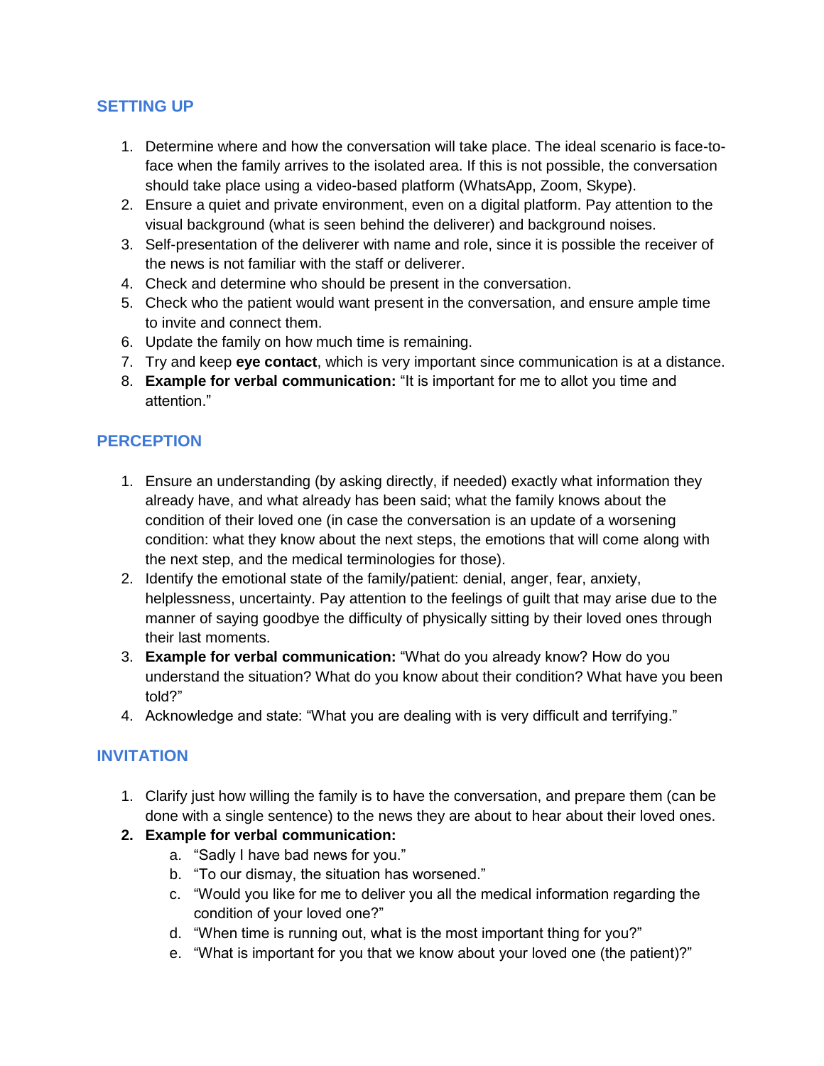## SETTING UP

1. Determine where and how the conversation will take place. The ideal scenario is face-to-face when the family arrives to the isolated area. If this is not possible, the conversation should take place using a video-based platform (WhatsApp, Zoom, Skype).
2. Ensure a quiet and private environment, even on a digital platform. Pay attention to the visual background (what is seen behind the deliverer) and background noises.
3. Self-presentation of the deliverer with name and role, since it is possible the receiver of the news is not familiar with the staff or deliverer.
4. Check and determine who should be present in the conversation.
5. Check who the patient would want present in the conversation, and ensure ample time to invite and connect them.
6. Update the family on how much time is remaining.
7. Try and keep **eye contact**, which is very important since communication is at a distance.
8. **Example for verbal communication:** "It is important for me to allot you time and attention."

## PERCEPTION

1. Ensure an understanding (by asking directly, if needed) exactly what information they already have, and what already has been said; what the family knows about the condition of their loved one (in case the conversation is an update of a worsening condition: what they know about the next steps, the emotions that will come along with the next step, and the medical terminologies for those).
2. Identify the emotional state of the family/patient: denial, anger, fear, anxiety, helplessness, uncertainty. Pay attention to the feelings of guilt that may arise due to the manner of saying goodbye the difficulty of physically sitting by their loved ones through their last moments.
3. **Example for verbal communication:** "What do you already know? How do you understand the situation? What do you know about their condition? What have you been told?"
4. Acknowledge and state: "What you are dealing with is very difficult and terrifying."

## INVITATION

1. Clarify just how willing the family is to have the conversation, and prepare them (can be done with a single sentence) to the news they are about to hear about their loved ones.
2. **Example for verbal communication:**
    a. "Sadly I have bad news for you."
    b. "To our dismay, the situation has worsened."
    c. "Would you like for me to deliver you all the medical information regarding the condition of your loved one?"
    d. "When time is running out, what is the most important thing for you?"
    e. "What is important for you that we know about your loved one (the patient)?"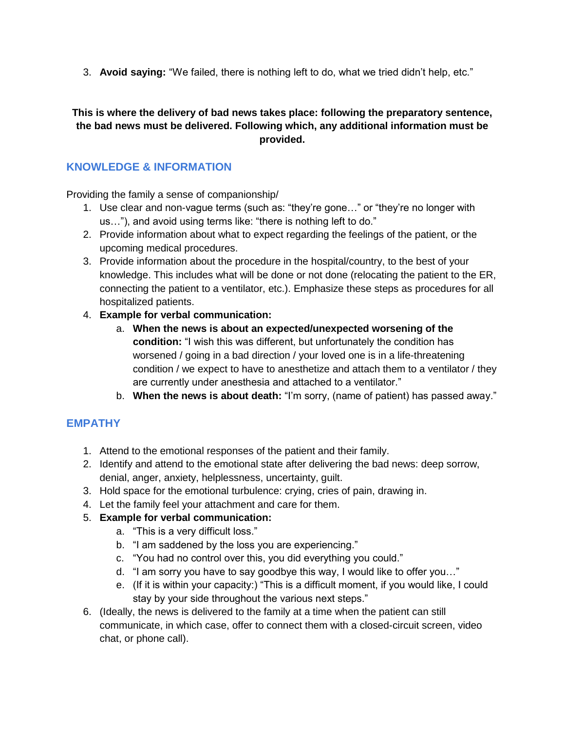3. **Avoid saying:** "We failed, there is nothing left to do, what we tried didn't help, etc."

**This is where the delivery of bad news takes place: following the preparatory sentence, the bad news must be delivered. Following which, any additional information must be provided.**

## KNOWLEDGE & INFORMATION

Providing the family a sense of companionship/

1. Use clear and non-vague terms (such as: "they're gone…" or "they're no longer with us…"), and avoid using terms like: "there is nothing left to do."
2. Provide information about what to expect regarding the feelings of the patient, or the upcoming medical procedures.
3. Provide information about the procedure in the hospital/country, to the best of your knowledge. This includes what will be done or not done (relocating the patient to the ER, connecting the patient to a ventilator, etc.). Emphasize these steps as procedures for all hospitalized patients.
4. **Example for verbal communication:**
   a. **When the news is about an expected/unexpected worsening of the condition:** "I wish this was different, but unfortunately the condition has worsened / going in a bad direction / your loved one is in a life-threatening condition / we expect to have to anesthetize and attach them to a ventilator / they are currently under anesthesia and attached to a ventilator."
   b. **When the news is about death:** "I'm sorry, (name of patient) has passed away."

## EMPATHY

1. Attend to the emotional responses of the patient and their family.
2. Identify and attend to the emotional state after delivering the bad news: deep sorrow, denial, anger, anxiety, helplessness, uncertainty, guilt.
3. Hold space for the emotional turbulence: crying, cries of pain, drawing in.
4. Let the family feel your attachment and care for them.
5. **Example for verbal communication:**
   a. "This is a very difficult loss."
   b. "I am saddened by the loss you are experiencing."
   c. "You had no control over this, you did everything you could."
   d. "I am sorry you have to say goodbye this way, I would like to offer you…"
   e. (If it is within your capacity:) "This is a difficult moment, if you would like, I could stay by your side throughout the various next steps."
6. (Ideally, the news is delivered to the family at a time when the patient can still communicate, in which case, offer to connect them with a closed-circuit screen, video chat, or phone call).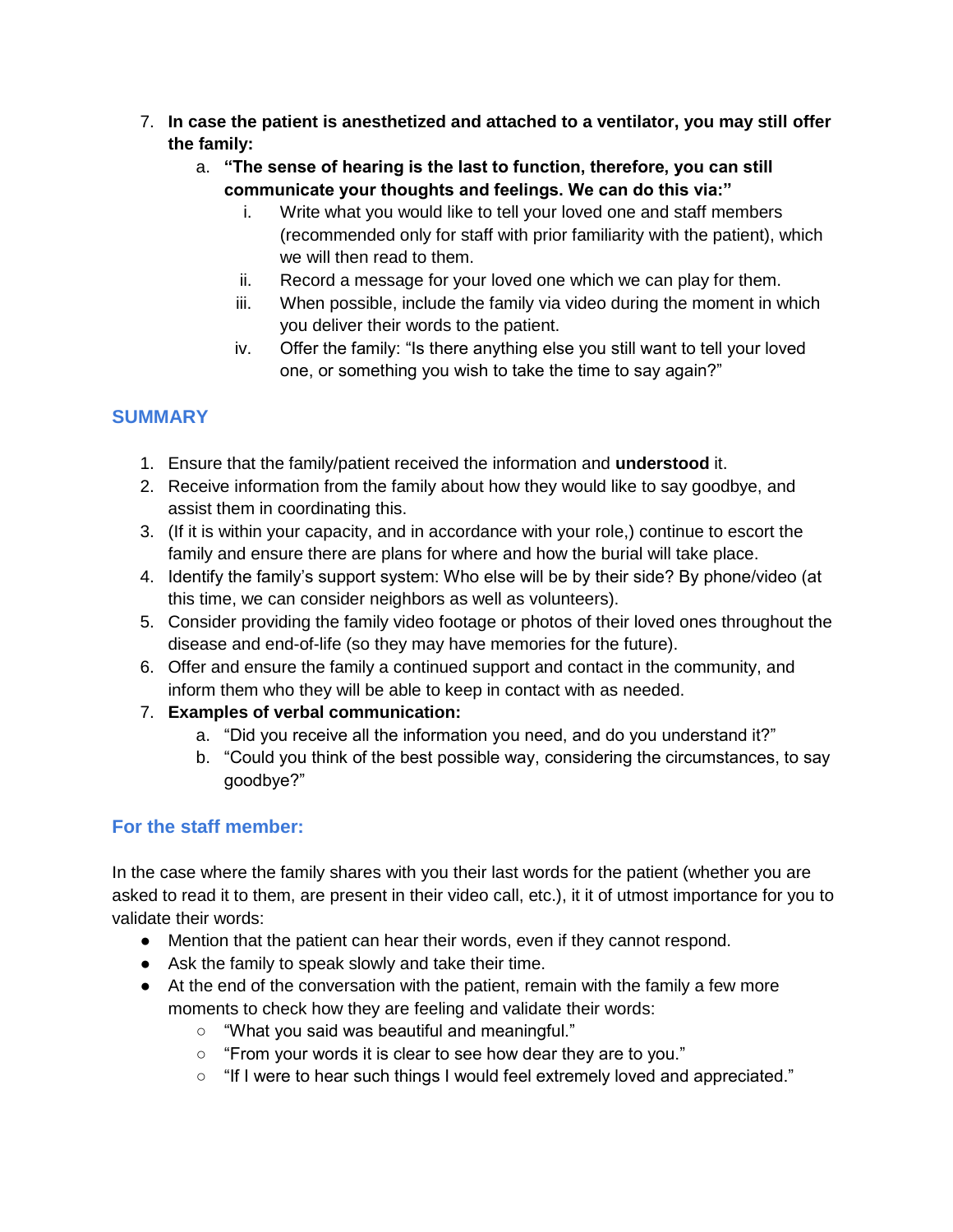7. **In case the patient is anesthetized and attached to a ventilator, you may still offer the family:**
    a. **"The sense of hearing is the last to function, therefore, you can still communicate your thoughts and feelings. We can do this via:"**
        i. Write what you would like to tell your loved one and staff members (recommended only for staff with prior familiarity with the patient), which we will then read to them.
        ii. Record a message for your loved one which we can play for them.
        iii. When possible, include the family via video during the moment in which you deliver their words to the patient.
        iv. Offer the family: "Is there anything else you still want to tell your loved one, or something you wish to take the time to say again?"

## SUMMARY

1. Ensure that the family/patient received the information and **understood** it.
2. Receive information from the family about how they would like to say goodbye, and assist them in coordinating this.
3. (If it is within your capacity, and in accordance with your role,) continue to escort the family and ensure there are plans for where and how the burial will take place.
4. Identify the family's support system: Who else will be by their side? By phone/video (at this time, we can consider neighbors as well as volunteers).
5. Consider providing the family video footage or photos of their loved ones throughout the disease and end-of-life (so they may have memories for the future).
6. Offer and ensure the family a continued support and contact in the community, and inform them who they will be able to keep in contact with as needed.
7. **Examples of verbal communication:**
    a. "Did you receive all the information you need, and do you understand it?"
    b. "Could you think of the best possible way, considering the circumstances, to say goodbye?"

## For the staff member:

In the case where the family shares with you their last words for the patient (whether you are asked to read it to them, are present in their video call, etc.), it it of utmost importance for you to validate their words:

- Mention that the patient can hear their words, even if they cannot respond.
- Ask the family to speak slowly and take their time.
- At the end of the conversation with the patient, remain with the family a few more moments to check how they are feeling and validate their words:
    - "What you said was beautiful and meaningful."
    - "From your words it is clear to see how dear they are to you."
    - "If I were to hear such things I would feel extremely loved and appreciated."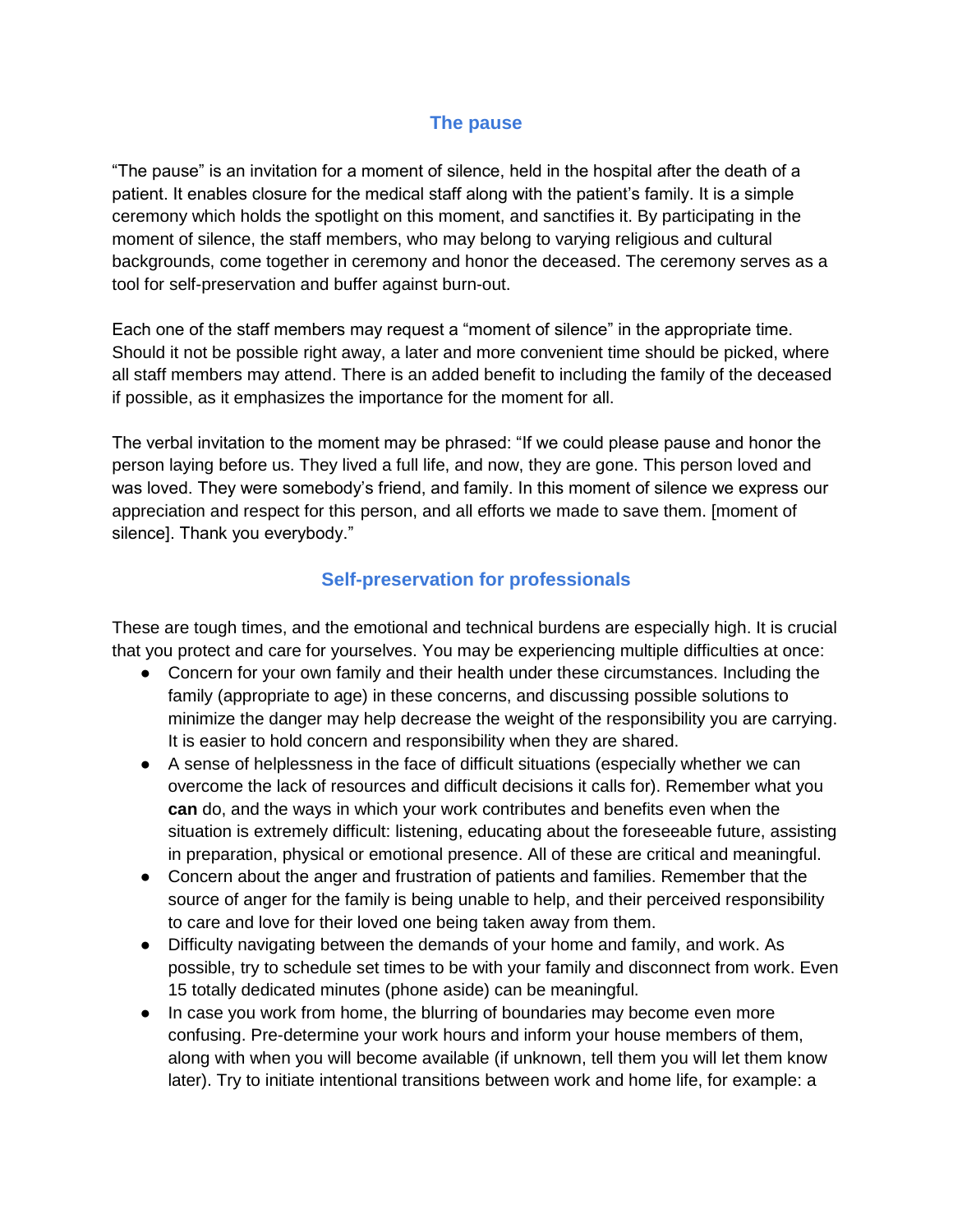## The pause

"The pause" is an invitation for a moment of silence, held in the hospital after the death of a patient. It enables closure for the medical staff along with the patient's family. It is a simple ceremony which holds the spotlight on this moment, and sanctifies it. By participating in the moment of silence, the staff members, who may belong to varying religious and cultural backgrounds, come together in ceremony and honor the deceased. The ceremony serves as a tool for self-preservation and buffer against burn-out.

Each one of the staff members may request a "moment of silence" in the appropriate time. Should it not be possible right away, a later and more convenient time should be picked, where all staff members may attend. There is an added benefit to including the family of the deceased if possible, as it emphasizes the importance for the moment for all.

The verbal invitation to the moment may be phrased: "If we could please pause and honor the person laying before us. They lived a full life, and now, they are gone. This person loved and was loved. They were somebody's friend, and family. In this moment of silence we express our appreciation and respect for this person, and all efforts we made to save them. [moment of silence]. Thank you everybody."

## Self-preservation for professionals

These are tough times, and the emotional and technical burdens are especially high. It is crucial that you protect and care for yourselves. You may be experiencing multiple difficulties at once:

- Concern for your own family and their health under these circumstances. Including the family (appropriate to age) in these concerns, and discussing possible solutions to minimize the danger may help decrease the weight of the responsibility you are carrying. It is easier to hold concern and responsibility when they are shared.
- A sense of helplessness in the face of difficult situations (especially whether we can overcome the lack of resources and difficult decisions it calls for). Remember what you **can** do, and the ways in which your work contributes and benefits even when the situation is extremely difficult: listening, educating about the foreseeable future, assisting in preparation, physical or emotional presence. All of these are critical and meaningful.
- Concern about the anger and frustration of patients and families. Remember that the source of anger for the family is being unable to help, and their perceived responsibility to care and love for their loved one being taken away from them.
- Difficulty navigating between the demands of your home and family, and work. As possible, try to schedule set times to be with your family and disconnect from work. Even 15 totally dedicated minutes (phone aside) can be meaningful.
- In case you work from home, the blurring of boundaries may become even more confusing. Pre-determine your work hours and inform your house members of them, along with when you will become available (if unknown, tell them you will let them know later). Try to initiate intentional transitions between work and home life, for example: a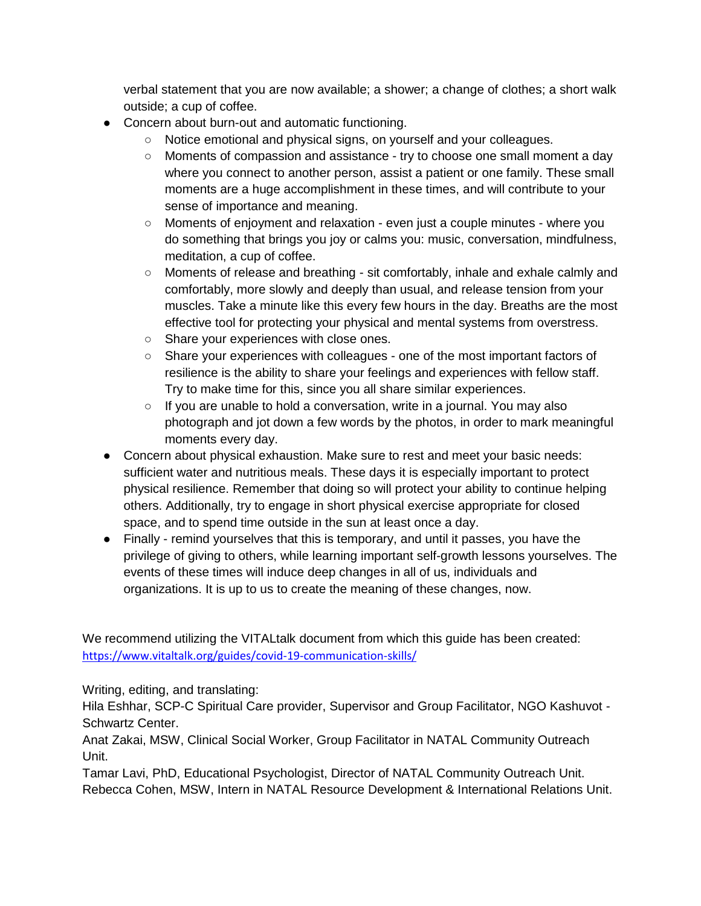verbal statement that you are now available; a shower; a change of clothes; a short walk outside; a cup of coffee.

- Concern about burn-out and automatic functioning.
  - Notice emotional and physical signs, on yourself and your colleagues.
  - Moments of compassion and assistance - try to choose one small moment a day where you connect to another person, assist a patient or one family. These small moments are a huge accomplishment in these times, and will contribute to your sense of importance and meaning.
  - Moments of enjoyment and relaxation - even just a couple minutes - where you do something that brings you joy or calms you: music, conversation, mindfulness, meditation, a cup of coffee.
  - Moments of release and breathing - sit comfortably, inhale and exhale calmly and comfortably, more slowly and deeply than usual, and release tension from your muscles. Take a minute like this every few hours in the day. Breaths are the most effective tool for protecting your physical and mental systems from overstress.
  - Share your experiences with close ones.
  - Share your experiences with colleagues - one of the most important factors of resilience is the ability to share your feelings and experiences with fellow staff. Try to make time for this, since you all share similar experiences.
  - If you are unable to hold a conversation, write in a journal. You may also photograph and jot down a few words by the photos, in order to mark meaningful moments every day.
- Concern about physical exhaustion. Make sure to rest and meet your basic needs: sufficient water and nutritious meals. These days it is especially important to protect physical resilience. Remember that doing so will protect your ability to continue helping others. Additionally, try to engage in short physical exercise appropriate for closed space, and to spend time outside in the sun at least once a day.
- Finally - remind yourselves that this is temporary, and until it passes, you have the privilege of giving to others, while learning important self-growth lessons yourselves. The events of these times will induce deep changes in all of us, individuals and organizations. It is up to us to create the meaning of these changes, now.

We recommend utilizing the VITALtalk document from which this guide has been created: https://www.vitaltalk.org/guides/covid-19-communication-skills/

Writing, editing, and translating:
Hila Eshhar, SCP-C Spiritual Care provider, Supervisor and Group Facilitator, NGO Kashuvot - Schwartz Center.
Anat Zakai, MSW, Clinical Social Worker, Group Facilitator in NATAL Community Outreach Unit.
Tamar Lavi, PhD, Educational Psychologist, Director of NATAL Community Outreach Unit.
Rebecca Cohen, MSW, Intern in NATAL Resource Development & International Relations Unit.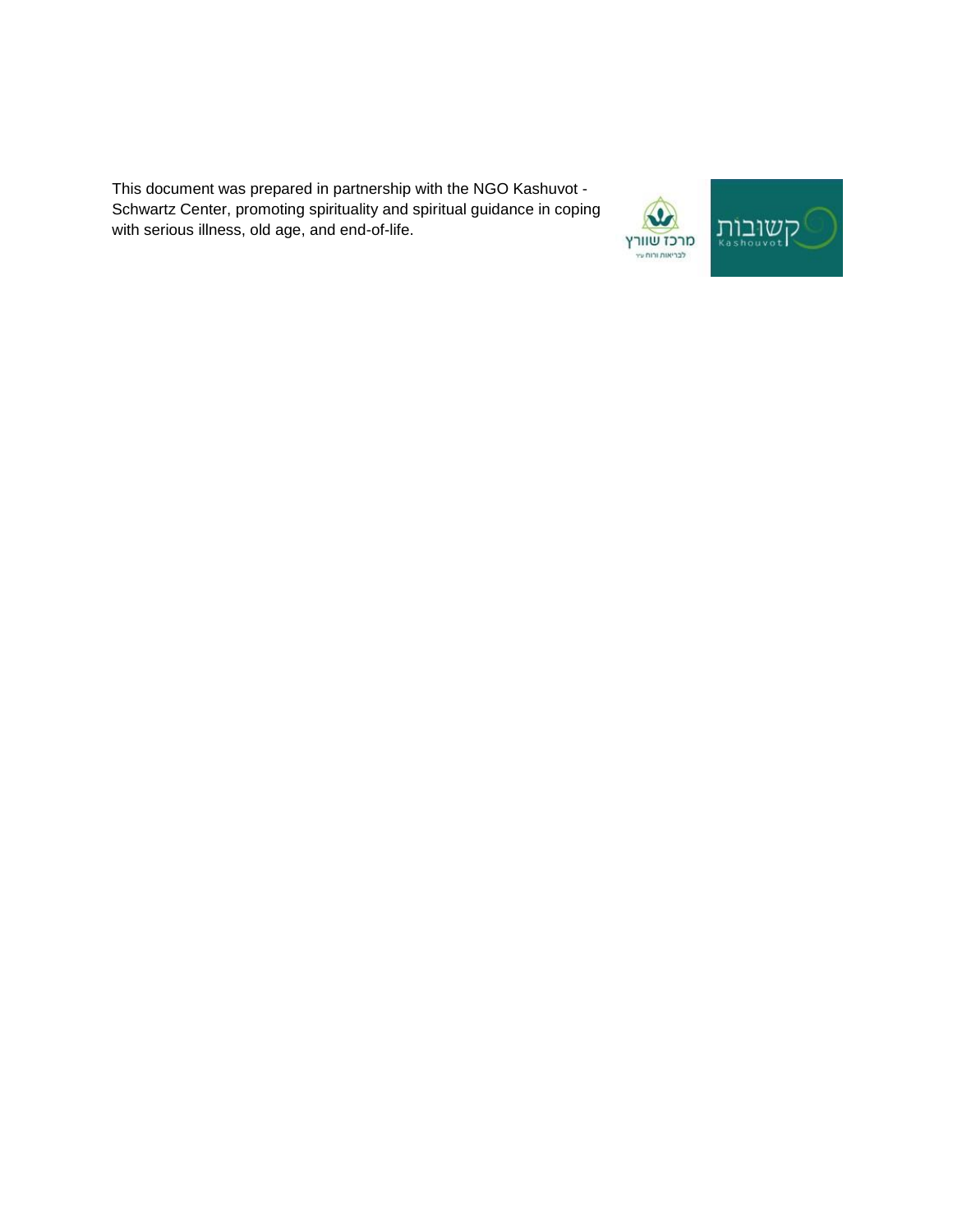This document was prepared in partnership with the NGO Kashuvot - Schwartz Center, promoting spirituality and spiritual guidance in coping with serious illness, old age, and end-of-life.